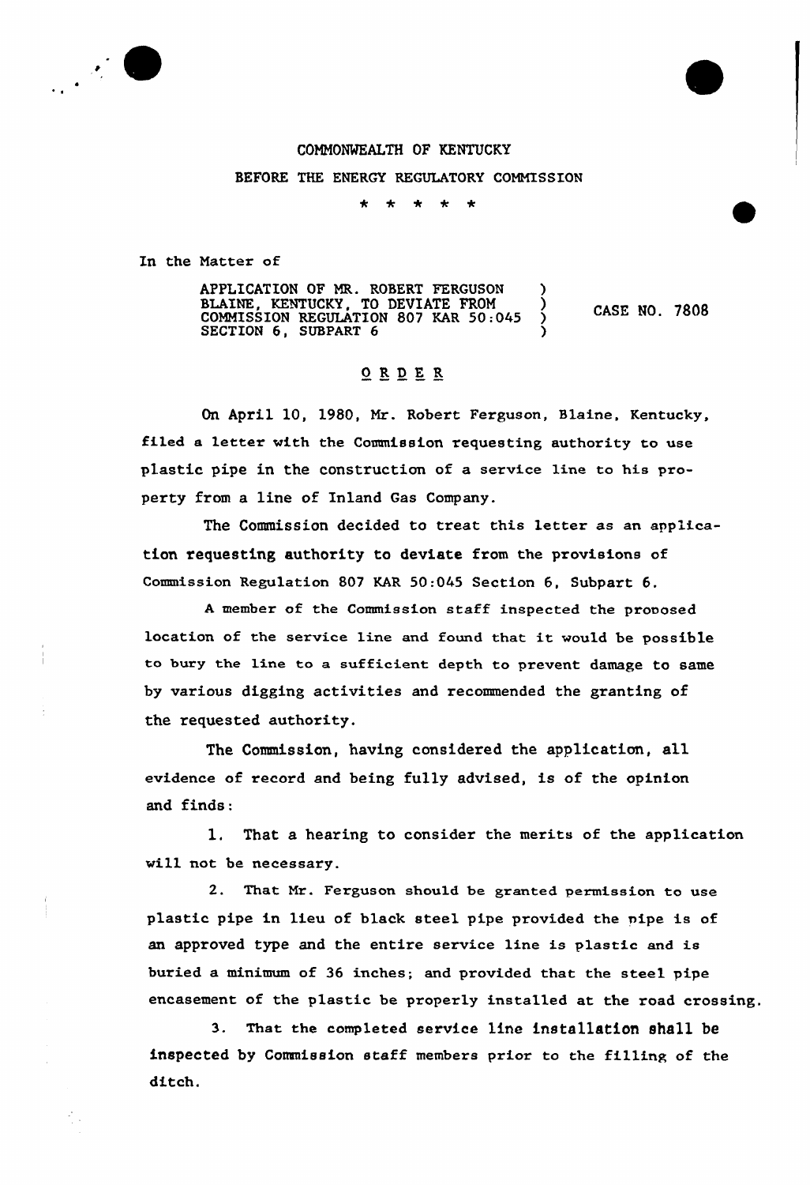COMMONWEALTH OF KENTUCKY

BEFORE THE ENERGY REGULATORY COMMISSION

\* \* \* \* \*

In the Matter of

APPLICATION OF MR. ROBERT FERGUSON )
BLAINE, KENTUCKY, TO DEVIATE FROM ) CASE NO. 7808
COMMISSION REGULATION 807 KAR 50:045 )
SECTION 6, SUBPART 6 )

## O R D E R

On April 10, 1980, Mr. Robert Ferguson, Blaine, Kentucky, filed a letter with the Commission requesting authority to use plastic pipe in the construction of a service line to his property from a line of Inland Gas Company.

The Commission decided to treat this letter as an application requesting authority to deviate from the provisions of Commission Regulation 807 KAR 50:045 Section 6, Subpart 6.

A member of the Commission staff inspected the proposed location of the service line and found that it would be possible to bury the line to a sufficient depth to prevent damage to same by various digging activities and recommended the granting of the requested authority.

The Commission, having considered the application, all evidence of record and being fully advised, is of the opinion and finds:

1. That a hearing to consider the merits of the application will not be necessary.

2. That Mr. Ferguson should be granted permission to use plastic pipe in lieu of black steel pipe provided the pipe is of an approved type and the entire service line is plastic and is buried a minimum of 36 inches; and provided that the steel pipe encasement of the plastic be properly installed at the road crossing.

3. That the completed service line installation shall be inspected by Commission staff members prior to the filling of the ditch.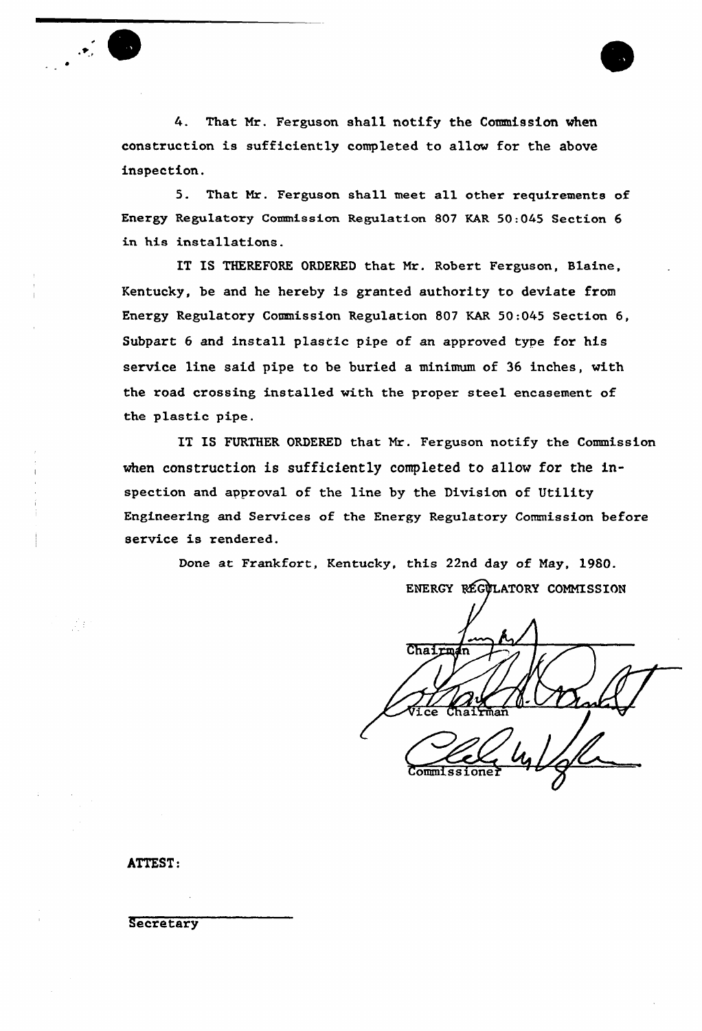4. That Mr. Ferguson shall notify the Commission when construction is sufficiently completed to allow for the above inspection.

5. That Mr. Ferguson shall meet all other requirements of Energy Regulatory Commission Regulation 807 KAR 50:045 Section 6 in his installations.

IT IS THEREFORE ORDERED that Mr. Robert Ferguson, Blaine, Kentucky, be and he hereby is granted authority to deviate from Energy Regulatory Commission Regulation 807 KAR 50:045 Section 6, Subpart 6 and install plastic pipe of an approved type for his service line said pipe to be buried a minimum of 36 inches, with the road crossing installed with the proper steel encasement of the plastic pipe.

IT IS FURTHER ORDERED that Mr. Ferguson notify the Commission when construction is sufficiently completed to allow for the inspection and approval of the line by the Division of Utility Engineering and Services of the Energy Regulatory Commission before service is rendered.

Done at Frankfort, Kentucky, this 22nd day of May, 1980.

ENERGY REGULATORY COMMISSION

Chairman

Vice Chairman

Commissioner

ATTEST:

Secretary